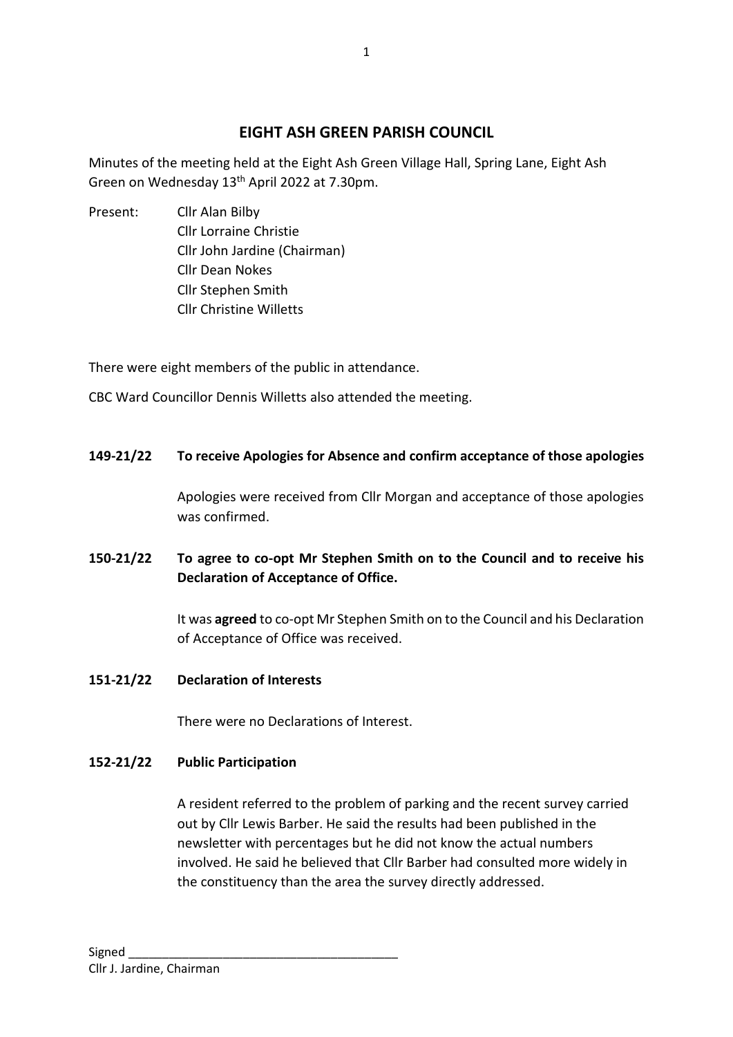# EIGHT ASH GREEN PARISH COUNCIL

Minutes of the meeting held at the Eight Ash Green Village Hall, Spring Lane, Eight Ash Green on Wednesday 13th April 2022 at 7.30pm.

Present:
- Cllr Alan Bilby
- Cllr Lorraine Christie
- Cllr John Jardine (Chairman)
- Cllr Dean Nokes
- Cllr Stephen Smith
- Cllr Christine Willetts

There were eight members of the public in attendance.

CBC Ward Councillor Dennis Willetts also attended the meeting.

**149-21/22 To receive Apologies for Absence and confirm acceptance of those apologies**

Apologies were received from Cllr Morgan and acceptance of those apologies was confirmed.

**150-21/22 To agree to co-opt Mr Stephen Smith on to the Council and to receive his Declaration of Acceptance of Office.**

It was **agreed** to co-opt Mr Stephen Smith on to the Council and his Declaration of Acceptance of Office was received.

**151-21/22 Declaration of Interests**

There were no Declarations of Interest.

**152-21/22 Public Participation**

A resident referred to the problem of parking and the recent survey carried out by Cllr Lewis Barber. He said the results had been published in the newsletter with percentages but he did not know the actual numbers involved. He said he believed that Cllr Barber had consulted more widely in the constituency than the area the survey directly addressed.

Signed ________________________________________
Cllr J. Jardine, Chairman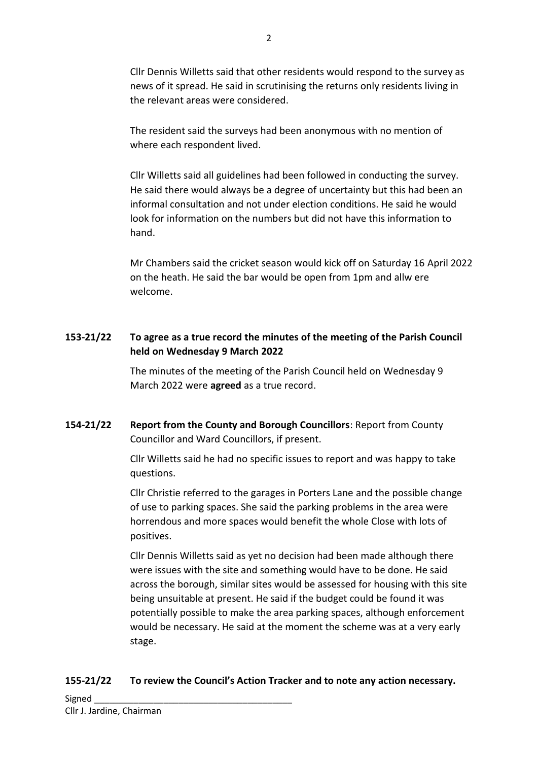Cllr Dennis Willetts said that other residents would respond to the survey as news of it spread. He said in scrutinising the returns only residents living in the relevant areas were considered.

The resident said the surveys had been anonymous with no mention of where each respondent lived.

Cllr Willetts said all guidelines had been followed in conducting the survey. He said there would always be a degree of uncertainty but this had been an informal consultation and not under election conditions. He said he would look for information on the numbers but did not have this information to hand.

Mr Chambers said the cricket season would kick off on Saturday 16 April 2022 on the heath. He said the bar would be open from 1pm and allw ere welcome.

**153-21/22 To agree as a true record the minutes of the meeting of the Parish Council held on Wednesday 9 March 2022**

The minutes of the meeting of the Parish Council held on Wednesday 9 March 2022 were **agreed** as a true record.

**154-21/22 Report from the County and Borough Councillors**: Report from County Councillor and Ward Councillors, if present.

Cllr Willetts said he had no specific issues to report and was happy to take questions.

Cllr Christie referred to the garages in Porters Lane and the possible change of use to parking spaces. She said the parking problems in the area were horrendous and more spaces would benefit the whole Close with lots of positives.

Cllr Dennis Willetts said as yet no decision had been made although there were issues with the site and something would have to be done. He said across the borough, similar sites would be assessed for housing with this site being unsuitable at present. He said if the budget could be found it was potentially possible to make the area parking spaces, although enforcement would be necessary. He said at the moment the scheme was at a very early stage.

**155-21/22 To review the Council's Action Tracker and to note any action necessary.**

Signed \_\_\_\_\_\_\_\_\_\_\_\_\_\_\_\_\_\_\_\_\_\_\_\_\_\_\_\_\_\_\_\_\_\_\_\_\_\_\_\_
Cllr J. Jardine, Chairman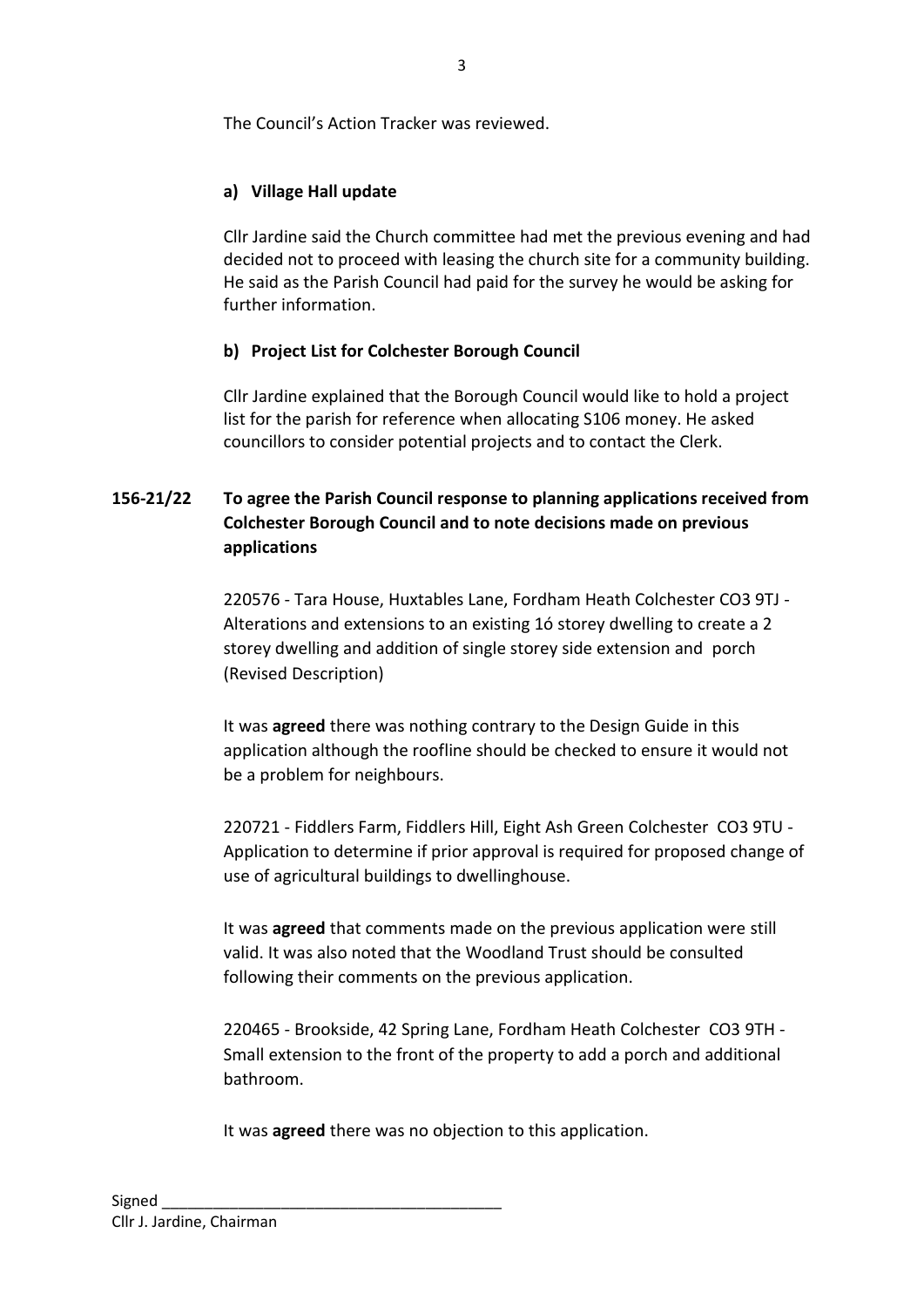The Council's Action Tracker was reviewed.

**a) Village Hall update**

Cllr Jardine said the Church committee had met the previous evening and had decided not to proceed with leasing the church site for a community building. He said as the Parish Council had paid for the survey he would be asking for further information.

**b) Project List for Colchester Borough Council**

Cllr Jardine explained that the Borough Council would like to hold a project list for the parish for reference when allocating S106 money. He asked councillors to consider potential projects and to contact the Clerk.

**156-21/22 To agree the Parish Council response to planning applications received from Colchester Borough Council and to note decisions made on previous applications**

220576 - Tara House, Huxtables Lane, Fordham Heath Colchester CO3 9TJ - Alterations and extensions to an existing 1ó storey dwelling to create a 2 storey dwelling and addition of single storey side extension and porch (Revised Description)

It was **agreed** there was nothing contrary to the Design Guide in this application although the roofline should be checked to ensure it would not be a problem for neighbours.

220721 - Fiddlers Farm, Fiddlers Hill, Eight Ash Green Colchester CO3 9TU - Application to determine if prior approval is required for proposed change of use of agricultural buildings to dwellinghouse.

It was **agreed** that comments made on the previous application were still valid. It was also noted that the Woodland Trust should be consulted following their comments on the previous application.

220465 - Brookside, 42 Spring Lane, Fordham Heath Colchester CO3 9TH - Small extension to the front of the property to add a porch and additional bathroom.

It was **agreed** there was no objection to this application.

Signed ________________________________________
Cllr J. Jardine, Chairman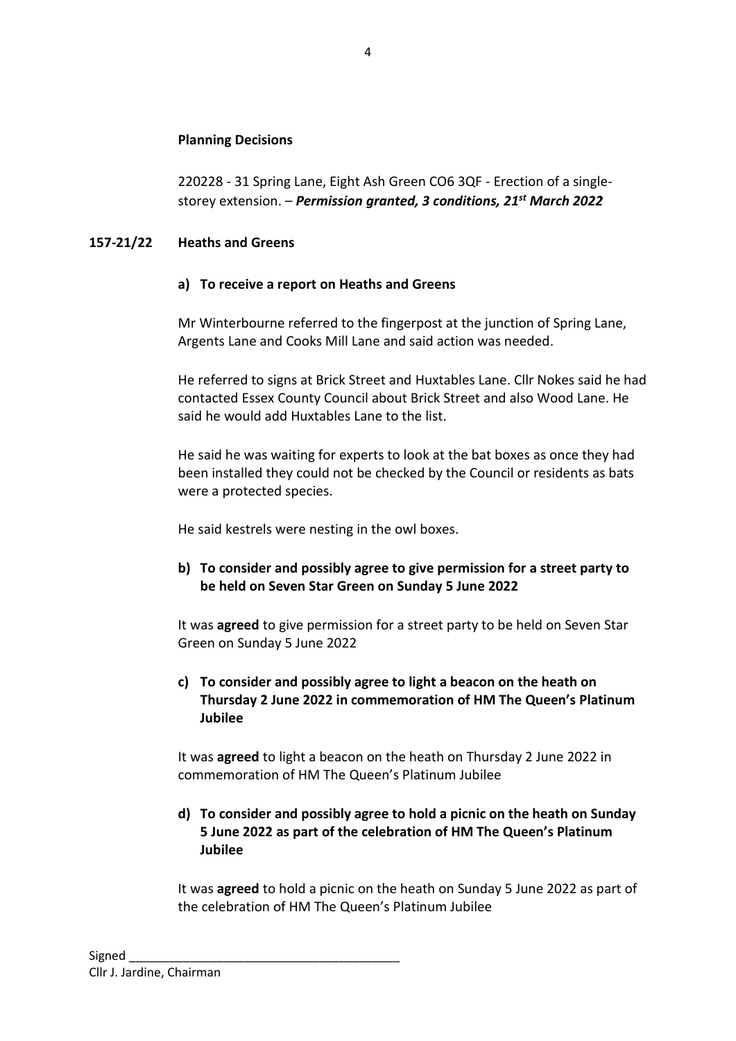**Planning Decisions**

220228 - 31 Spring Lane, Eight Ash Green CO6 3QF - Erection of a single-storey extension. – ***Permission granted, 3 conditions, 21st March 2022***

**157-21/22 Heaths and Greens**

**a) To receive a report on Heaths and Greens**

Mr Winterbourne referred to the fingerpost at the junction of Spring Lane, Argents Lane and Cooks Mill Lane and said action was needed.

He referred to signs at Brick Street and Huxtables Lane. Cllr Nokes said he had contacted Essex County Council about Brick Street and also Wood Lane. He said he would add Huxtables Lane to the list.

He said he was waiting for experts to look at the bat boxes as once they had been installed they could not be checked by the Council or residents as bats were a protected species.

He said kestrels were nesting in the owl boxes.

**b) To consider and possibly agree to give permission for a street party to be held on Seven Star Green on Sunday 5 June 2022**

It was **agreed** to give permission for a street party to be held on Seven Star Green on Sunday 5 June 2022

**c) To consider and possibly agree to light a beacon on the heath on Thursday 2 June 2022 in commemoration of HM The Queen's Platinum Jubilee**

It was **agreed** to light a beacon on the heath on Thursday 2 June 2022 in commemoration of HM The Queen's Platinum Jubilee

**d) To consider and possibly agree to hold a picnic on the heath on Sunday 5 June 2022 as part of the celebration of HM The Queen's Platinum Jubilee**

It was **agreed** to hold a picnic on the heath on Sunday 5 June 2022 as part of the celebration of HM The Queen's Platinum Jubilee

Signed ________________________________________
Cllr J. Jardine, Chairman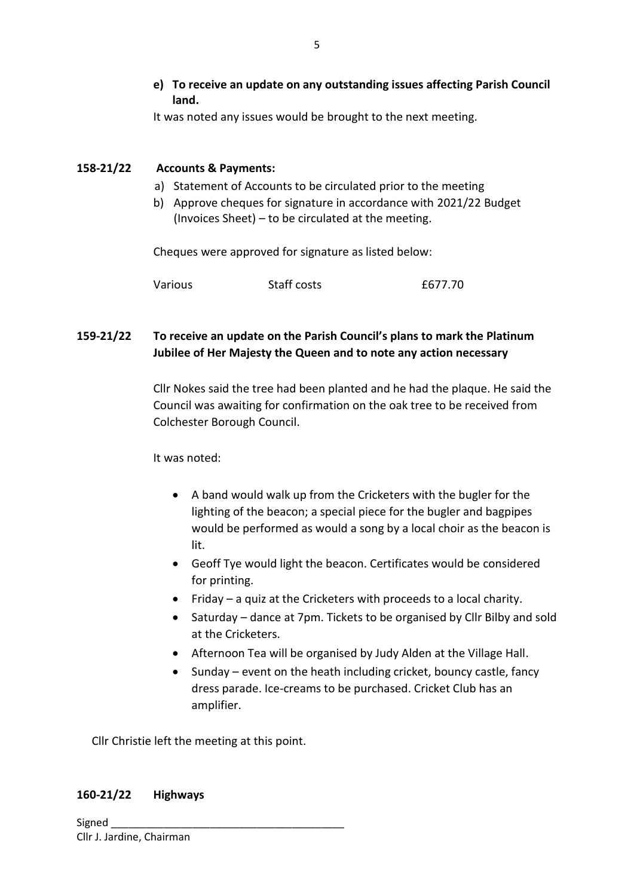**e) To receive an update on any outstanding issues affecting Parish Council land.**

It was noted any issues would be brought to the next meeting.

**158-21/22 Accounts & Payments:**

a) Statement of Accounts to be circulated prior to the meeting
b) Approve cheques for signature in accordance with 2021/22 Budget (Invoices Sheet) – to be circulated at the meeting.

Cheques were approved for signature as listed below:

| Various | Staff costs | £677.70 |
|---|---|---|

**159-21/22 To receive an update on the Parish Council's plans to mark the Platinum Jubilee of Her Majesty the Queen and to note any action necessary**

Cllr Nokes said the tree had been planted and he had the plaque. He said the Council was awaiting for confirmation on the oak tree to be received from Colchester Borough Council.

It was noted:

- A band would walk up from the Cricketers with the bugler for the lighting of the beacon; a special piece for the bugler and bagpipes would be performed as would a song by a local choir as the beacon is lit.
- Geoff Tye would light the beacon. Certificates would be considered for printing.
- Friday – a quiz at the Cricketers with proceeds to a local charity.
- Saturday – dance at 7pm. Tickets to be organised by Cllr Bilby and sold at the Cricketers.
- Afternoon Tea will be organised by Judy Alden at the Village Hall.
- Sunday – event on the heath including cricket, bouncy castle, fancy dress parade. Ice-creams to be purchased. Cricket Club has an amplifier.

Cllr Christie left the meeting at this point.

**160-21/22 Highways**

Signed ________________________________________
Cllr J. Jardine, Chairman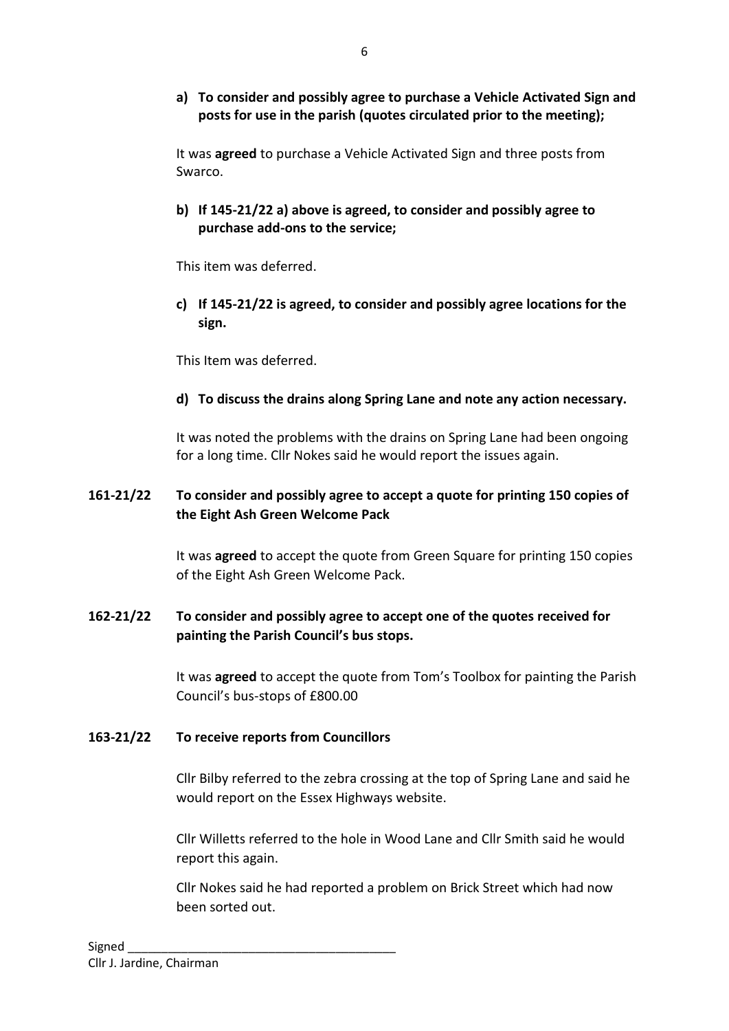**a) To consider and possibly agree to purchase a Vehicle Activated Sign and posts for use in the parish (quotes circulated prior to the meeting);**

It was **agreed** to purchase a Vehicle Activated Sign and three posts from Swarco.

**b) If 145-21/22 a) above is agreed, to consider and possibly agree to purchase add-ons to the service;**

This item was deferred.

**c) If 145-21/22 is agreed, to consider and possibly agree locations for the sign.**

This Item was deferred.

**d) To discuss the drains along Spring Lane and note any action necessary.**

It was noted the problems with the drains on Spring Lane had been ongoing for a long time. Cllr Nokes said he would report the issues again.

**161-21/22 To consider and possibly agree to accept a quote for printing 150 copies of the Eight Ash Green Welcome Pack**

It was **agreed** to accept the quote from Green Square for printing 150 copies of the Eight Ash Green Welcome Pack.

**162-21/22 To consider and possibly agree to accept one of the quotes received for painting the Parish Council's bus stops.**

It was **agreed** to accept the quote from Tom's Toolbox for painting the Parish Council's bus-stops of £800.00

**163-21/22 To receive reports from Councillors**

Cllr Bilby referred to the zebra crossing at the top of Spring Lane and said he would report on the Essex Highways website.

Cllr Willetts referred to the hole in Wood Lane and Cllr Smith said he would report this again.

Cllr Nokes said he had reported a problem on Brick Street which had now been sorted out.

Signed \_\_\_\_\_\_\_\_\_\_\_\_\_\_\_\_\_\_\_\_\_\_\_\_\_\_\_\_\_\_\_\_\_\_\_\_\_\_\_\_

Cllr J. Jardine, Chairman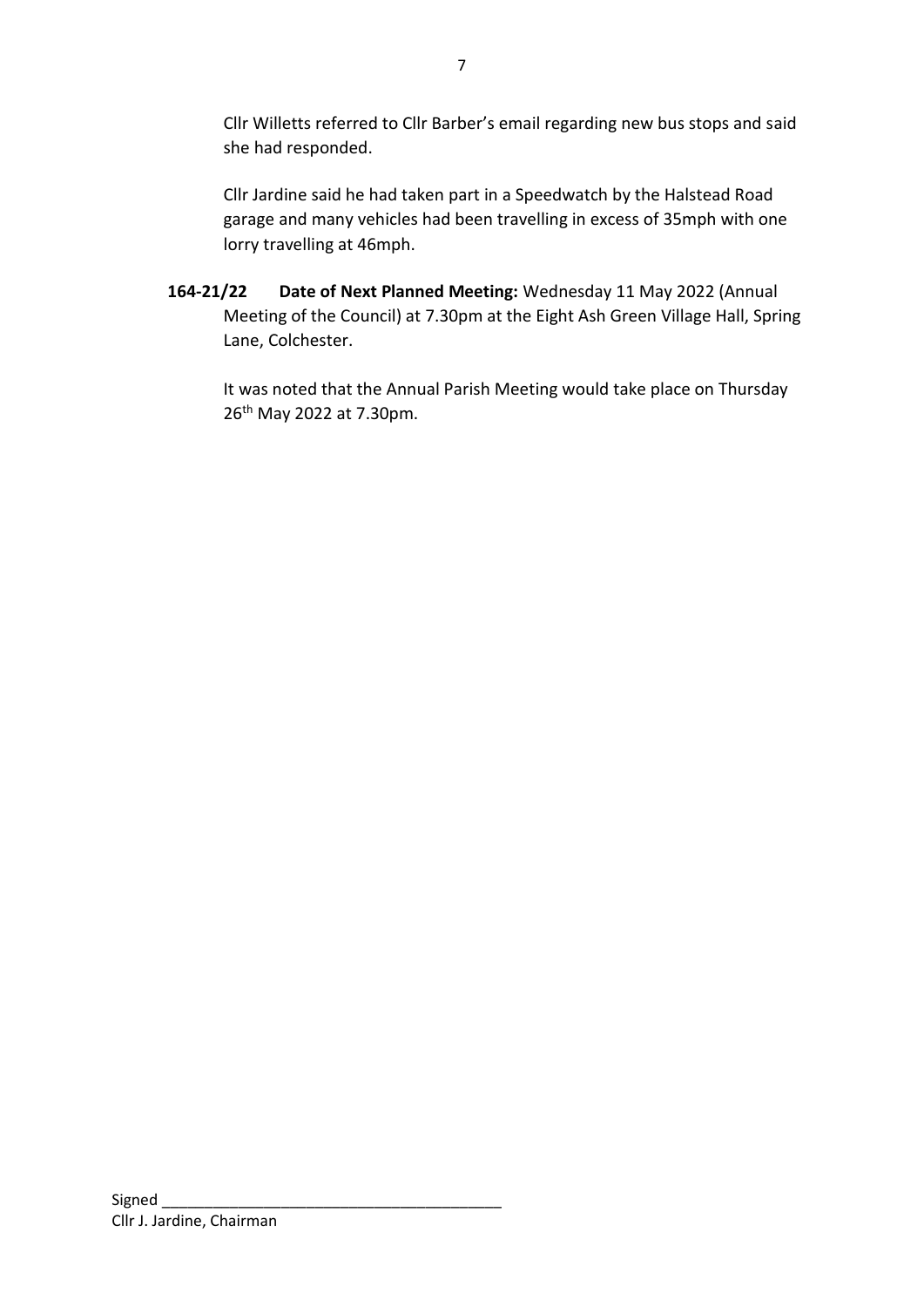Cllr Willetts referred to Cllr Barber's email regarding new bus stops and said she had responded.

Cllr Jardine said he had taken part in a Speedwatch by the Halstead Road garage and many vehicles had been travelling in excess of 35mph with one lorry travelling at 46mph.

**164-21/22 Date of Next Planned Meeting:** Wednesday 11 May 2022 (Annual Meeting of the Council) at 7.30pm at the Eight Ash Green Village Hall, Spring Lane, Colchester.

It was noted that the Annual Parish Meeting would take place on Thursday 26th May 2022 at 7.30pm.

Signed ________________________________________
Cllr J. Jardine, Chairman